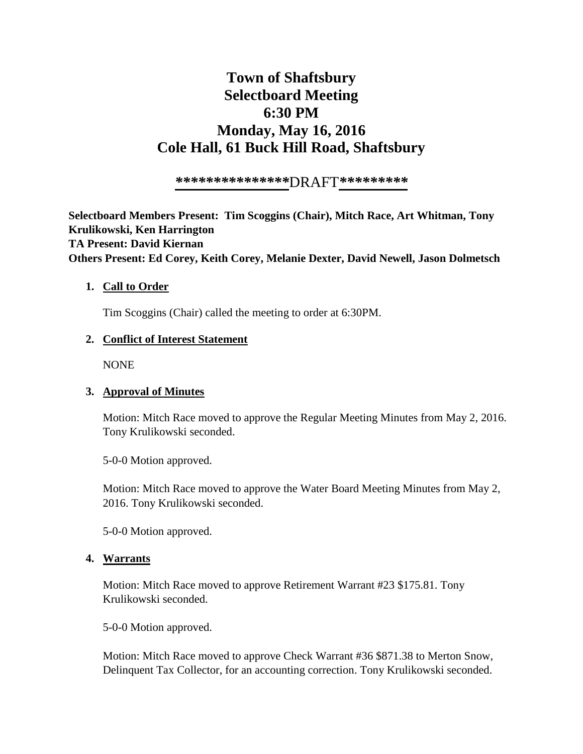# Town of Shaftsbury
# Selectboard Meeting
# 6:30 PM
# Monday, May 16, 2016
# Cole Hall, 61 Buck Hill Road, Shaftsbury

**************DRAFT*********

**Selectboard Members Present: Tim Scoggins (Chair), Mitch Race, Art Whitman, Tony Krulikowski, Ken Harrington**
**TA Present: David Kiernan**
**Others Present: Ed Corey, Keith Corey, Melanie Dexter, David Newell, Jason Dolmetsch**

1. **Call to Order**

   Tim Scoggins (Chair) called the meeting to order at 6:30PM.

2. **Conflict of Interest Statement**

   NONE

3. **Approval of Minutes**

   Motion: Mitch Race moved to approve the Regular Meeting Minutes from May 2, 2016. Tony Krulikowski seconded.

   5-0-0 Motion approved.

   Motion: Mitch Race moved to approve the Water Board Meeting Minutes from May 2, 2016. Tony Krulikowski seconded.

   5-0-0 Motion approved.

4. **Warrants**

   Motion: Mitch Race moved to approve Retirement Warrant #23 $175.81. Tony Krulikowski seconded.

   5-0-0 Motion approved.

   Motion: Mitch Race moved to approve Check Warrant #36 $871.38 to Merton Snow, Delinquent Tax Collector, for an accounting correction. Tony Krulikowski seconded.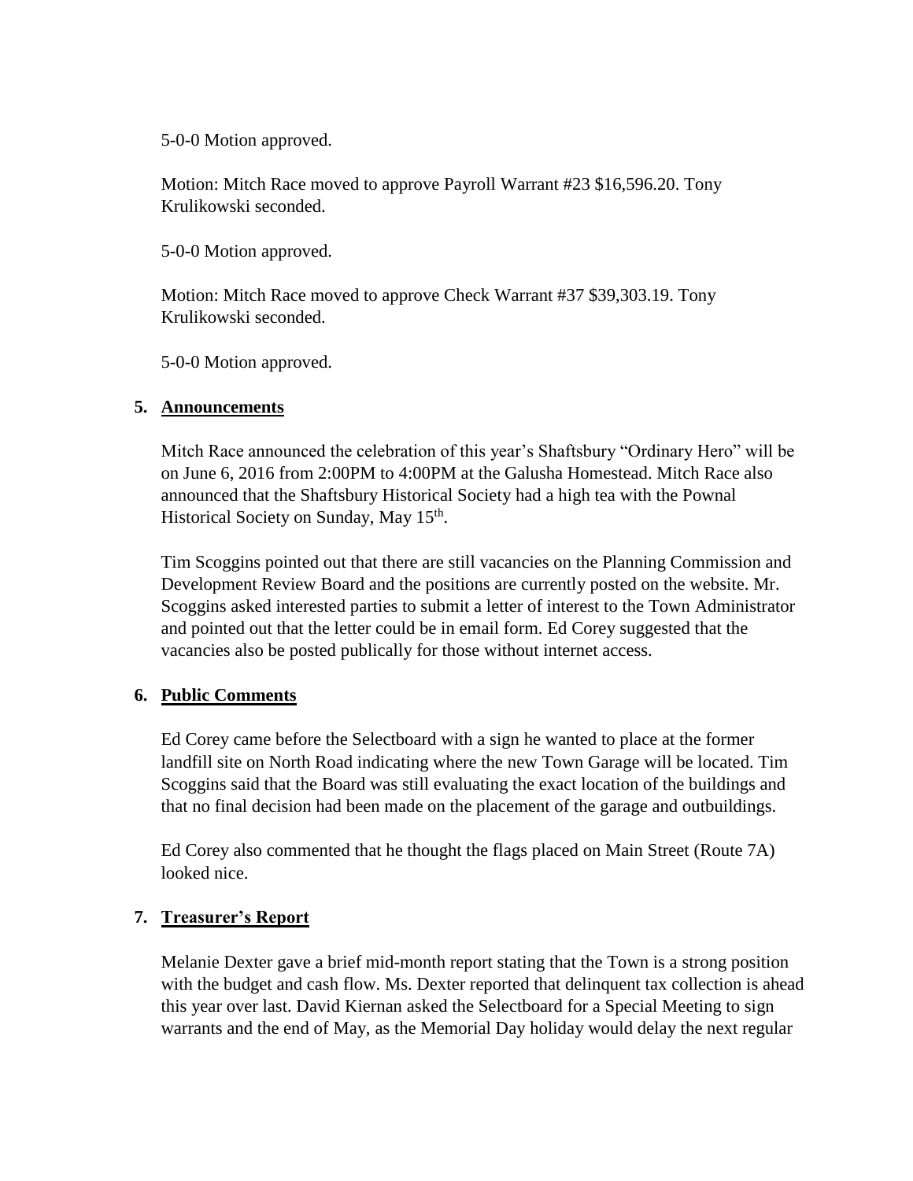5-0-0 Motion approved.

Motion: Mitch Race moved to approve Payroll Warrant #23 $16,596.20. Tony Krulikowski seconded.

5-0-0 Motion approved.

Motion: Mitch Race moved to approve Check Warrant #37 $39,303.19. Tony Krulikowski seconded.

5-0-0 Motion approved.

## 5. Announcements

Mitch Race announced the celebration of this year's Shaftsbury "Ordinary Hero" will be on June 6, 2016 from 2:00PM to 4:00PM at the Galusha Homestead. Mitch Race also announced that the Shaftsbury Historical Society had a high tea with the Pownal Historical Society on Sunday, May 15th.

Tim Scoggins pointed out that there are still vacancies on the Planning Commission and Development Review Board and the positions are currently posted on the website. Mr. Scoggins asked interested parties to submit a letter of interest to the Town Administrator and pointed out that the letter could be in email form. Ed Corey suggested that the vacancies also be posted publically for those without internet access.

## 6. Public Comments

Ed Corey came before the Selectboard with a sign he wanted to place at the former landfill site on North Road indicating where the new Town Garage will be located. Tim Scoggins said that the Board was still evaluating the exact location of the buildings and that no final decision had been made on the placement of the garage and outbuildings.

Ed Corey also commented that he thought the flags placed on Main Street (Route 7A) looked nice.

## 7. Treasurer's Report

Melanie Dexter gave a brief mid-month report stating that the Town is a strong position with the budget and cash flow. Ms. Dexter reported that delinquent tax collection is ahead this year over last. David Kiernan asked the Selectboard for a Special Meeting to sign warrants and the end of May, as the Memorial Day holiday would delay the next regular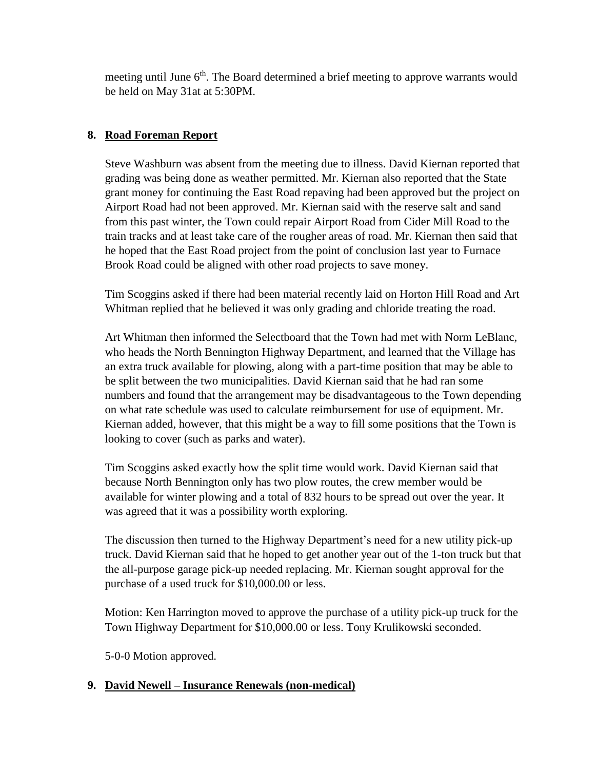meeting until June 6th. The Board determined a brief meeting to approve warrants would be held on May 31at at 5:30PM.

**8. Road Foreman Report**

Steve Washburn was absent from the meeting due to illness. David Kiernan reported that grading was being done as weather permitted. Mr. Kiernan also reported that the State grant money for continuing the East Road repaving had been approved but the project on Airport Road had not been approved. Mr. Kiernan said with the reserve salt and sand from this past winter, the Town could repair Airport Road from Cider Mill Road to the train tracks and at least take care of the rougher areas of road. Mr. Kiernan then said that he hoped that the East Road project from the point of conclusion last year to Furnace Brook Road could be aligned with other road projects to save money.

Tim Scoggins asked if there had been material recently laid on Horton Hill Road and Art Whitman replied that he believed it was only grading and chloride treating the road.

Art Whitman then informed the Selectboard that the Town had met with Norm LeBlanc, who heads the North Bennington Highway Department, and learned that the Village has an extra truck available for plowing, along with a part-time position that may be able to be split between the two municipalities. David Kiernan said that he had ran some numbers and found that the arrangement may be disadvantageous to the Town depending on what rate schedule was used to calculate reimbursement for use of equipment. Mr. Kiernan added, however, that this might be a way to fill some positions that the Town is looking to cover (such as parks and water).

Tim Scoggins asked exactly how the split time would work. David Kiernan said that because North Bennington only has two plow routes, the crew member would be available for winter plowing and a total of 832 hours to be spread out over the year. It was agreed that it was a possibility worth exploring.

The discussion then turned to the Highway Department's need for a new utility pick-up truck. David Kiernan said that he hoped to get another year out of the 1-ton truck but that the all-purpose garage pick-up needed replacing. Mr. Kiernan sought approval for the purchase of a used truck for $10,000.00 or less.

Motion: Ken Harrington moved to approve the purchase of a utility pick-up truck for the Town Highway Department for $10,000.00 or less. Tony Krulikowski seconded.

5-0-0 Motion approved.

**9. David Newell – Insurance Renewals (non-medical)**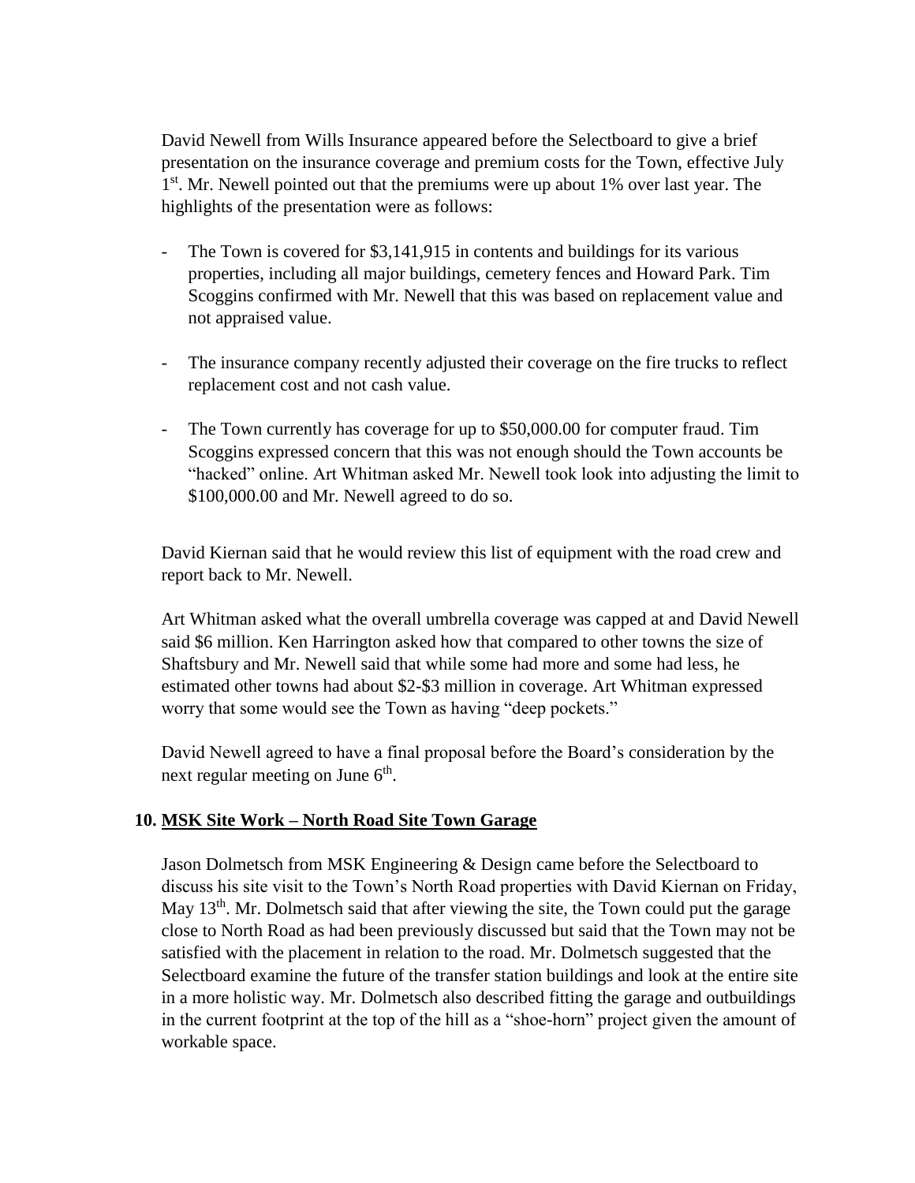David Newell from Wills Insurance appeared before the Selectboard to give a brief presentation on the insurance coverage and premium costs for the Town, effective July 1st. Mr. Newell pointed out that the premiums were up about 1% over last year. The highlights of the presentation were as follows:

- The Town is covered for $3,141,915 in contents and buildings for its various properties, including all major buildings, cemetery fences and Howard Park. Tim Scoggins confirmed with Mr. Newell that this was based on replacement value and not appraised value.

- The insurance company recently adjusted their coverage on the fire trucks to reflect replacement cost and not cash value.

- The Town currently has coverage for up to $50,000.00 for computer fraud. Tim Scoggins expressed concern that this was not enough should the Town accounts be "hacked" online. Art Whitman asked Mr. Newell took look into adjusting the limit to $100,000.00 and Mr. Newell agreed to do so.

David Kiernan said that he would review this list of equipment with the road crew and report back to Mr. Newell.

Art Whitman asked what the overall umbrella coverage was capped at and David Newell said $6 million. Ken Harrington asked how that compared to other towns the size of Shaftsbury and Mr. Newell said that while some had more and some had less, he estimated other towns had about $2-$3 million in coverage. Art Whitman expressed worry that some would see the Town as having "deep pockets."

David Newell agreed to have a final proposal before the Board's consideration by the next regular meeting on June 6th.

## 10. MSK Site Work – North Road Site Town Garage

Jason Dolmetsch from MSK Engineering & Design came before the Selectboard to discuss his site visit to the Town's North Road properties with David Kiernan on Friday, May 13th. Mr. Dolmetsch said that after viewing the site, the Town could put the garage close to North Road as had been previously discussed but said that the Town may not be satisfied with the placement in relation to the road. Mr. Dolmetsch suggested that the Selectboard examine the future of the transfer station buildings and look at the entire site in a more holistic way. Mr. Dolmetsch also described fitting the garage and outbuildings in the current footprint at the top of the hill as a "shoe-horn" project given the amount of workable space.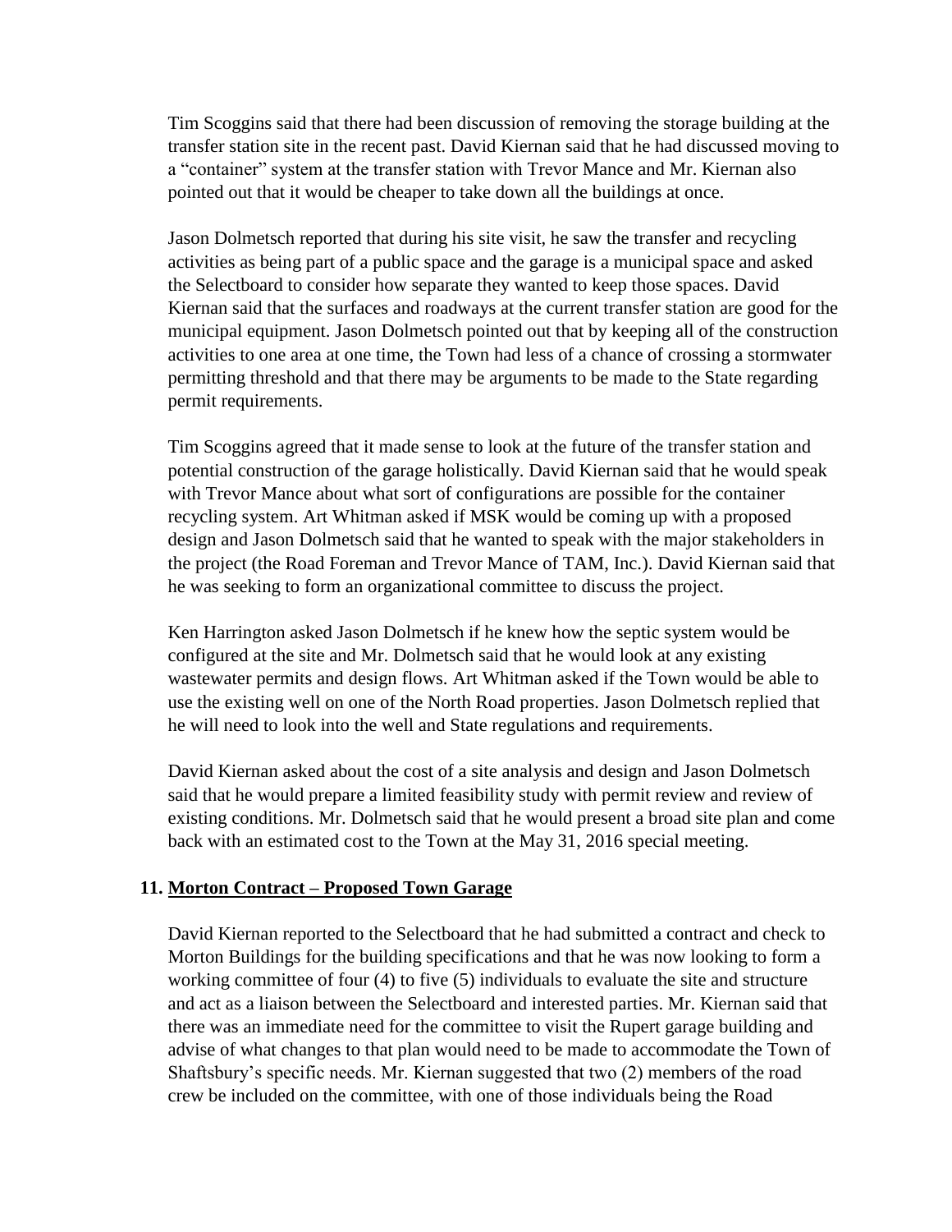Tim Scoggins said that there had been discussion of removing the storage building at the transfer station site in the recent past. David Kiernan said that he had discussed moving to a "container" system at the transfer station with Trevor Mance and Mr. Kiernan also pointed out that it would be cheaper to take down all the buildings at once.

Jason Dolmetsch reported that during his site visit, he saw the transfer and recycling activities as being part of a public space and the garage is a municipal space and asked the Selectboard to consider how separate they wanted to keep those spaces. David Kiernan said that the surfaces and roadways at the current transfer station are good for the municipal equipment. Jason Dolmetsch pointed out that by keeping all of the construction activities to one area at one time, the Town had less of a chance of crossing a stormwater permitting threshold and that there may be arguments to be made to the State regarding permit requirements.

Tim Scoggins agreed that it made sense to look at the future of the transfer station and potential construction of the garage holistically. David Kiernan said that he would speak with Trevor Mance about what sort of configurations are possible for the container recycling system. Art Whitman asked if MSK would be coming up with a proposed design and Jason Dolmetsch said that he wanted to speak with the major stakeholders in the project (the Road Foreman and Trevor Mance of TAM, Inc.). David Kiernan said that he was seeking to form an organizational committee to discuss the project.

Ken Harrington asked Jason Dolmetsch if he knew how the septic system would be configured at the site and Mr. Dolmetsch said that he would look at any existing wastewater permits and design flows. Art Whitman asked if the Town would be able to use the existing well on one of the North Road properties. Jason Dolmetsch replied that he will need to look into the well and State regulations and requirements.

David Kiernan asked about the cost of a site analysis and design and Jason Dolmetsch said that he would prepare a limited feasibility study with permit review and review of existing conditions. Mr. Dolmetsch said that he would present a broad site plan and come back with an estimated cost to the Town at the May 31, 2016 special meeting.

**11. Morton Contract – Proposed Town Garage**

David Kiernan reported to the Selectboard that he had submitted a contract and check to Morton Buildings for the building specifications and that he was now looking to form a working committee of four (4) to five (5) individuals to evaluate the site and structure and act as a liaison between the Selectboard and interested parties. Mr. Kiernan said that there was an immediate need for the committee to visit the Rupert garage building and advise of what changes to that plan would need to be made to accommodate the Town of Shaftsbury's specific needs. Mr. Kiernan suggested that two (2) members of the road crew be included on the committee, with one of those individuals being the Road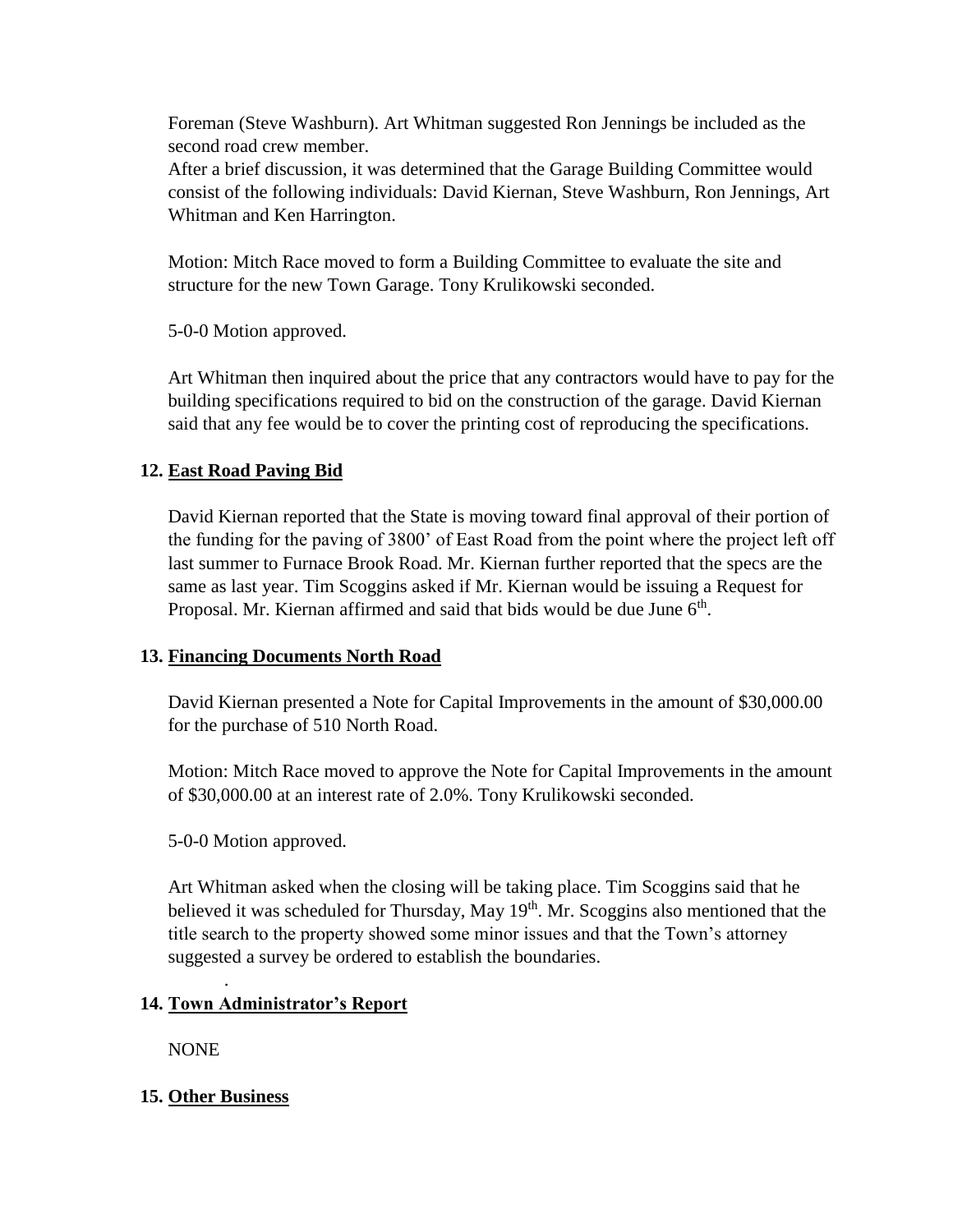Foreman (Steve Washburn). Art Whitman suggested Ron Jennings be included as the second road crew member.
After a brief discussion, it was determined that the Garage Building Committee would consist of the following individuals: David Kiernan, Steve Washburn, Ron Jennings, Art Whitman and Ken Harrington.

Motion: Mitch Race moved to form a Building Committee to evaluate the site and structure for the new Town Garage. Tony Krulikowski seconded.

5-0-0 Motion approved.

Art Whitman then inquired about the price that any contractors would have to pay for the building specifications required to bid on the construction of the garage. David Kiernan said that any fee would be to cover the printing cost of reproducing the specifications.

**12. East Road Paving Bid**

David Kiernan reported that the State is moving toward final approval of their portion of the funding for the paving of 3800' of East Road from the point where the project left off last summer to Furnace Brook Road. Mr. Kiernan further reported that the specs are the same as last year. Tim Scoggins asked if Mr. Kiernan would be issuing a Request for Proposal. Mr. Kiernan affirmed and said that bids would be due June 6th.

**13. Financing Documents North Road**

David Kiernan presented a Note for Capital Improvements in the amount of $30,000.00 for the purchase of 510 North Road.

Motion: Mitch Race moved to approve the Note for Capital Improvements in the amount of $30,000.00 at an interest rate of 2.0%. Tony Krulikowski seconded.

5-0-0 Motion approved.

Art Whitman asked when the closing will be taking place. Tim Scoggins said that he believed it was scheduled for Thursday, May 19th. Mr. Scoggins also mentioned that the title search to the property showed some minor issues and that the Town's attorney suggested a survey be ordered to establish the boundaries.

**14. Town Administrator's Report**

NONE

**15. Other Business**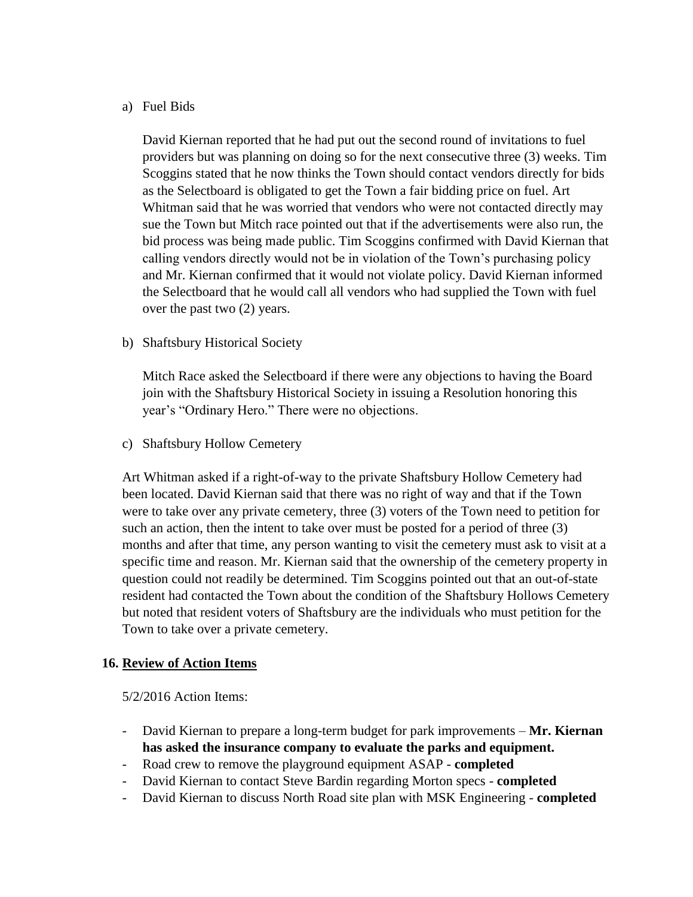a) Fuel Bids

David Kiernan reported that he had put out the second round of invitations to fuel providers but was planning on doing so for the next consecutive three (3) weeks. Tim Scoggins stated that he now thinks the Town should contact vendors directly for bids as the Selectboard is obligated to get the Town a fair bidding price on fuel. Art Whitman said that he was worried that vendors who were not contacted directly may sue the Town but Mitch race pointed out that if the advertisements were also run, the bid process was being made public. Tim Scoggins confirmed with David Kiernan that calling vendors directly would not be in violation of the Town's purchasing policy and Mr. Kiernan confirmed that it would not violate policy. David Kiernan informed the Selectboard that he would call all vendors who had supplied the Town with fuel over the past two (2) years.

b) Shaftsbury Historical Society

Mitch Race asked the Selectboard if there were any objections to having the Board join with the Shaftsbury Historical Society in issuing a Resolution honoring this year's "Ordinary Hero." There were no objections.

c) Shaftsbury Hollow Cemetery

Art Whitman asked if a right-of-way to the private Shaftsbury Hollow Cemetery had been located. David Kiernan said that there was no right of way and that if the Town were to take over any private cemetery, three (3) voters of the Town need to petition for such an action, then the intent to take over must be posted for a period of three (3) months and after that time, any person wanting to visit the cemetery must ask to visit at a specific time and reason. Mr. Kiernan said that the ownership of the cemetery property in question could not readily be determined. Tim Scoggins pointed out that an out-of-state resident had contacted the Town about the condition of the Shaftsbury Hollows Cemetery but noted that resident voters of Shaftsbury are the individuals who must petition for the Town to take over a private cemetery.

## 16. Review of Action Items

5/2/2016 Action Items:

- David Kiernan to prepare a long-term budget for park improvements – **Mr. Kiernan has asked the insurance company to evaluate the parks and equipment.**
- Road crew to remove the playground equipment ASAP - **completed**
- David Kiernan to contact Steve Bardin regarding Morton specs - **completed**
- David Kiernan to discuss North Road site plan with MSK Engineering - **completed**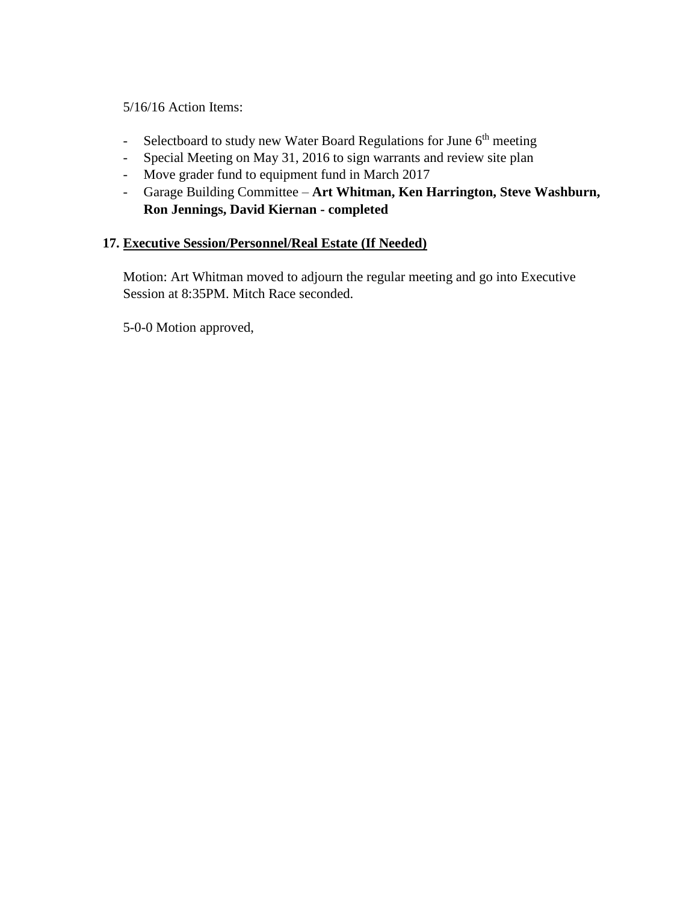5/16/16 Action Items:

- Selectboard to study new Water Board Regulations for June 6th meeting
- Special Meeting on May 31, 2016 to sign warrants and review site plan
- Move grader fund to equipment fund in March 2017
- Garage Building Committee – **Art Whitman, Ken Harrington, Steve Washburn, Ron Jennings, David Kiernan - completed**

## 17. Executive Session/Personnel/Real Estate (If Needed)

Motion: Art Whitman moved to adjourn the regular meeting and go into Executive Session at 8:35PM. Mitch Race seconded.

5-0-0 Motion approved,